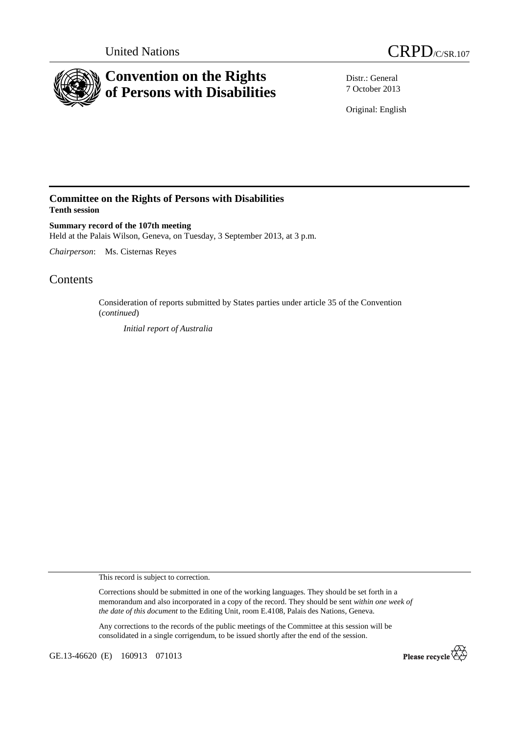United Nations

# CRPD/C/SR.107

# Convention on the Rights of Persons with Disabilities

Distr.: General
7 October 2013

Original: English

## Committee on the Rights of Persons with Disabilities
**Tenth session**

**Summary record of the 107th meeting**
Held at the Palais Wilson, Geneva, on Tuesday, 3 September 2013, at 3 p.m.

*Chairperson*: Ms. Cisternas Reyes

# Contents

Consideration of reports submitted by States parties under article 35 of the Convention (*continued*)

*Initial report of Australia*

This record is subject to correction.

Corrections should be submitted in one of the working languages. They should be set forth in a memorandum and also incorporated in a copy of the record. They should be sent *within one week of the date of this document* to the Editing Unit, room E.4108, Palais des Nations, Geneva.

Any corrections to the records of the public meetings of the Committee at this session will be consolidated in a single corrigendum, to be issued shortly after the end of the session.

GE.13-46620 (E) 160913 071013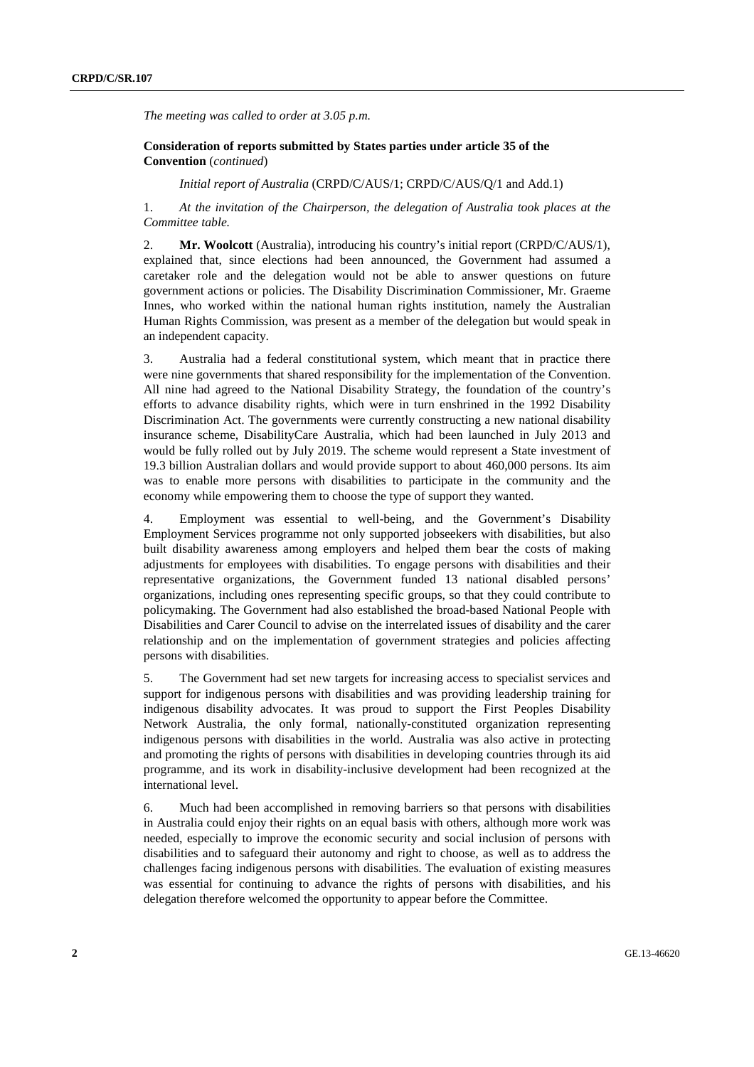*The meeting was called to order at 3.05 p.m.*

**Consideration of reports submitted by States parties under article 35 of the Convention** (*continued*)

*Initial report of Australia* (CRPD/C/AUS/1; CRPD/C/AUS/Q/1 and Add.1)

1. *At the invitation of the Chairperson, the delegation of Australia took places at the Committee table.*

2. **Mr. Woolcott** (Australia), introducing his country's initial report (CRPD/C/AUS/1), explained that, since elections had been announced, the Government had assumed a caretaker role and the delegation would not be able to answer questions on future government actions or policies. The Disability Discrimination Commissioner, Mr. Graeme Innes, who worked within the national human rights institution, namely the Australian Human Rights Commission, was present as a member of the delegation but would speak in an independent capacity.

3. Australia had a federal constitutional system, which meant that in practice there were nine governments that shared responsibility for the implementation of the Convention. All nine had agreed to the National Disability Strategy, the foundation of the country's efforts to advance disability rights, which were in turn enshrined in the 1992 Disability Discrimination Act. The governments were currently constructing a new national disability insurance scheme, DisabilityCare Australia, which had been launched in July 2013 and would be fully rolled out by July 2019. The scheme would represent a State investment of 19.3 billion Australian dollars and would provide support to about 460,000 persons. Its aim was to enable more persons with disabilities to participate in the community and the economy while empowering them to choose the type of support they wanted.

4. Employment was essential to well-being, and the Government's Disability Employment Services programme not only supported jobseekers with disabilities, but also built disability awareness among employers and helped them bear the costs of making adjustments for employees with disabilities. To engage persons with disabilities and their representative organizations, the Government funded 13 national disabled persons' organizations, including ones representing specific groups, so that they could contribute to policymaking. The Government had also established the broad-based National People with Disabilities and Carer Council to advise on the interrelated issues of disability and the carer relationship and on the implementation of government strategies and policies affecting persons with disabilities.

5. The Government had set new targets for increasing access to specialist services and support for indigenous persons with disabilities and was providing leadership training for indigenous disability advocates. It was proud to support the First Peoples Disability Network Australia, the only formal, nationally-constituted organization representing indigenous persons with disabilities in the world. Australia was also active in protecting and promoting the rights of persons with disabilities in developing countries through its aid programme, and its work in disability-inclusive development had been recognized at the international level.

6. Much had been accomplished in removing barriers so that persons with disabilities in Australia could enjoy their rights on an equal basis with others, although more work was needed, especially to improve the economic security and social inclusion of persons with disabilities and to safeguard their autonomy and right to choose, as well as to address the challenges facing indigenous persons with disabilities. The evaluation of existing measures was essential for continuing to advance the rights of persons with disabilities, and his delegation therefore welcomed the opportunity to appear before the Committee.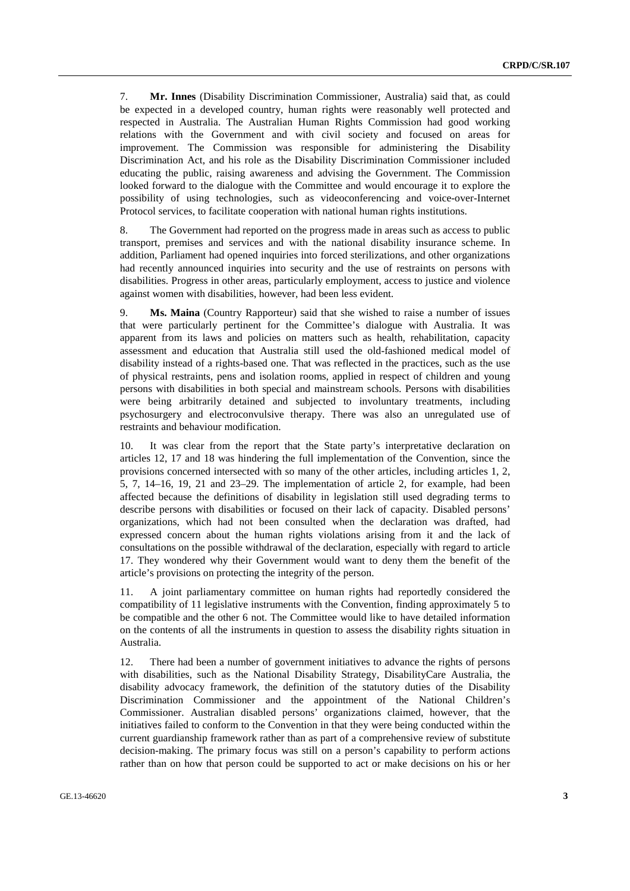7. **Mr. Innes** (Disability Discrimination Commissioner, Australia) said that, as could be expected in a developed country, human rights were reasonably well protected and respected in Australia. The Australian Human Rights Commission had good working relations with the Government and with civil society and focused on areas for improvement. The Commission was responsible for administering the Disability Discrimination Act, and his role as the Disability Discrimination Commissioner included educating the public, raising awareness and advising the Government. The Commission looked forward to the dialogue with the Committee and would encourage it to explore the possibility of using technologies, such as videoconferencing and voice-over-Internet Protocol services, to facilitate cooperation with national human rights institutions.

8. The Government had reported on the progress made in areas such as access to public transport, premises and services and with the national disability insurance scheme. In addition, Parliament had opened inquiries into forced sterilizations, and other organizations had recently announced inquiries into security and the use of restraints on persons with disabilities. Progress in other areas, particularly employment, access to justice and violence against women with disabilities, however, had been less evident.

9. **Ms. Maina** (Country Rapporteur) said that she wished to raise a number of issues that were particularly pertinent for the Committee's dialogue with Australia. It was apparent from its laws and policies on matters such as health, rehabilitation, capacity assessment and education that Australia still used the old-fashioned medical model of disability instead of a rights-based one. That was reflected in the practices, such as the use of physical restraints, pens and isolation rooms, applied in respect of children and young persons with disabilities in both special and mainstream schools. Persons with disabilities were being arbitrarily detained and subjected to involuntary treatments, including psychosurgery and electroconvulsive therapy. There was also an unregulated use of restraints and behaviour modification.

10. It was clear from the report that the State party's interpretative declaration on articles 12, 17 and 18 was hindering the full implementation of the Convention, since the provisions concerned intersected with so many of the other articles, including articles 1, 2, 5, 7, 14–16, 19, 21 and 23–29. The implementation of article 2, for example, had been affected because the definitions of disability in legislation still used degrading terms to describe persons with disabilities or focused on their lack of capacity. Disabled persons' organizations, which had not been consulted when the declaration was drafted, had expressed concern about the human rights violations arising from it and the lack of consultations on the possible withdrawal of the declaration, especially with regard to article 17. They wondered why their Government would want to deny them the benefit of the article's provisions on protecting the integrity of the person.

11. A joint parliamentary committee on human rights had reportedly considered the compatibility of 11 legislative instruments with the Convention, finding approximately 5 to be compatible and the other 6 not. The Committee would like to have detailed information on the contents of all the instruments in question to assess the disability rights situation in Australia.

12. There had been a number of government initiatives to advance the rights of persons with disabilities, such as the National Disability Strategy, DisabilityCare Australia, the disability advocacy framework, the definition of the statutory duties of the Disability Discrimination Commissioner and the appointment of the National Children's Commissioner. Australian disabled persons' organizations claimed, however, that the initiatives failed to conform to the Convention in that they were being conducted within the current guardianship framework rather than as part of a comprehensive review of substitute decision-making. The primary focus was still on a person's capability to perform actions rather than on how that person could be supported to act or make decisions on his or her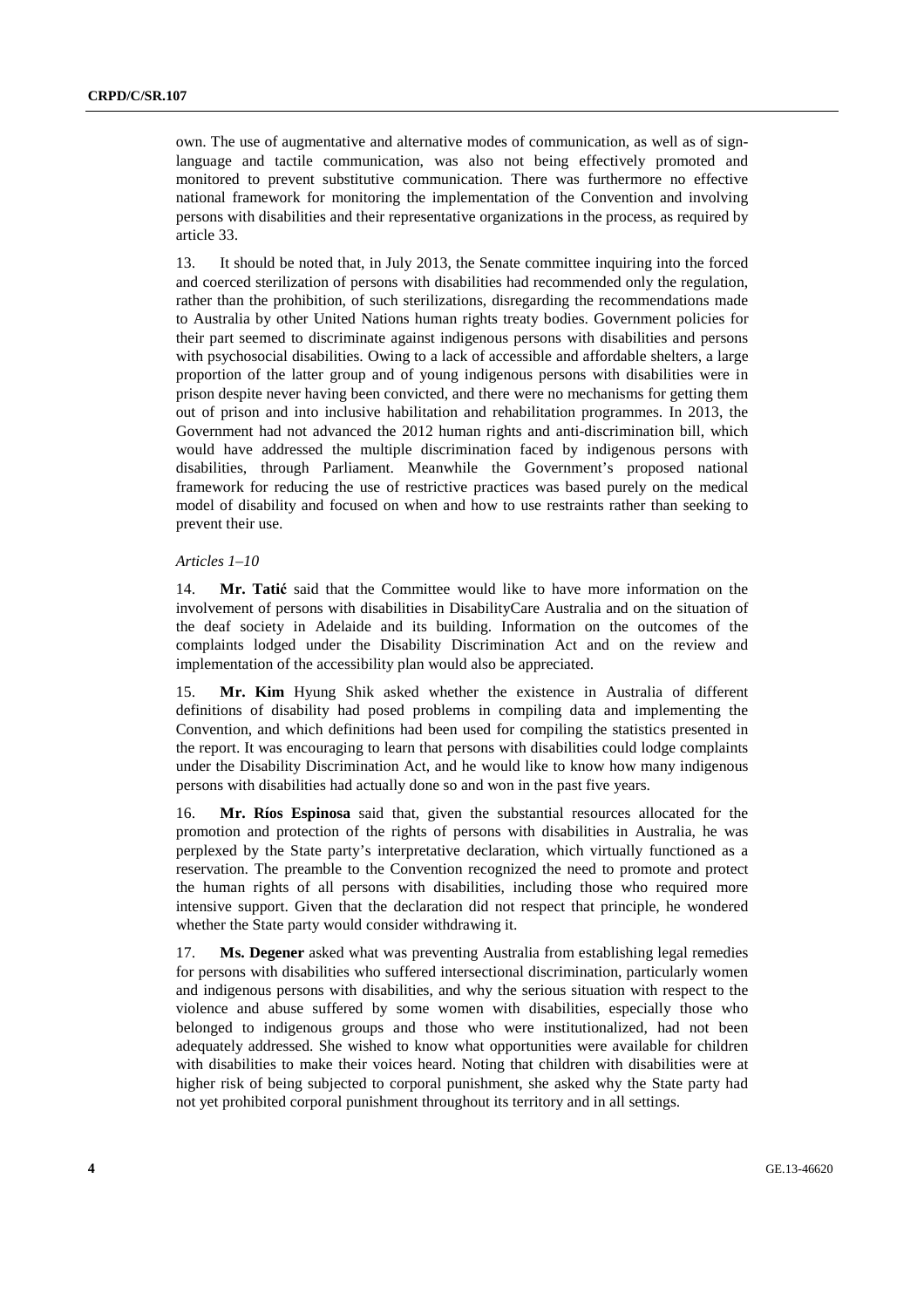own. The use of augmentative and alternative modes of communication, as well as of sign-language and tactile communication, was also not being effectively promoted and monitored to prevent substitutive communication. There was furthermore no effective national framework for monitoring the implementation of the Convention and involving persons with disabilities and their representative organizations in the process, as required by article 33.

13. It should be noted that, in July 2013, the Senate committee inquiring into the forced and coerced sterilization of persons with disabilities had recommended only the regulation, rather than the prohibition, of such sterilizations, disregarding the recommendations made to Australia by other United Nations human rights treaty bodies. Government policies for their part seemed to discriminate against indigenous persons with disabilities and persons with psychosocial disabilities. Owing to a lack of accessible and affordable shelters, a large proportion of the latter group and of young indigenous persons with disabilities were in prison despite never having been convicted, and there were no mechanisms for getting them out of prison and into inclusive habilitation and rehabilitation programmes. In 2013, the Government had not advanced the 2012 human rights and anti-discrimination bill, which would have addressed the multiple discrimination faced by indigenous persons with disabilities, through Parliament. Meanwhile the Government's proposed national framework for reducing the use of restrictive practices was based purely on the medical model of disability and focused on when and how to use restraints rather than seeking to prevent their use.

*Articles 1–10*

14. **Mr. Tatić** said that the Committee would like to have more information on the involvement of persons with disabilities in DisabilityCare Australia and on the situation of the deaf society in Adelaide and its building. Information on the outcomes of the complaints lodged under the Disability Discrimination Act and on the review and implementation of the accessibility plan would also be appreciated.

15. **Mr. Kim** Hyung Shik asked whether the existence in Australia of different definitions of disability had posed problems in compiling data and implementing the Convention, and which definitions had been used for compiling the statistics presented in the report. It was encouraging to learn that persons with disabilities could lodge complaints under the Disability Discrimination Act, and he would like to know how many indigenous persons with disabilities had actually done so and won in the past five years.

16. **Mr. Ríos Espinosa** said that, given the substantial resources allocated for the promotion and protection of the rights of persons with disabilities in Australia, he was perplexed by the State party's interpretative declaration, which virtually functioned as a reservation. The preamble to the Convention recognized the need to promote and protect the human rights of all persons with disabilities, including those who required more intensive support. Given that the declaration did not respect that principle, he wondered whether the State party would consider withdrawing it.

17. **Ms. Degener** asked what was preventing Australia from establishing legal remedies for persons with disabilities who suffered intersectional discrimination, particularly women and indigenous persons with disabilities, and why the serious situation with respect to the violence and abuse suffered by some women with disabilities, especially those who belonged to indigenous groups and those who were institutionalized, had not been adequately addressed. She wished to know what opportunities were available for children with disabilities to make their voices heard. Noting that children with disabilities were at higher risk of being subjected to corporal punishment, she asked why the State party had not yet prohibited corporal punishment throughout its territory and in all settings.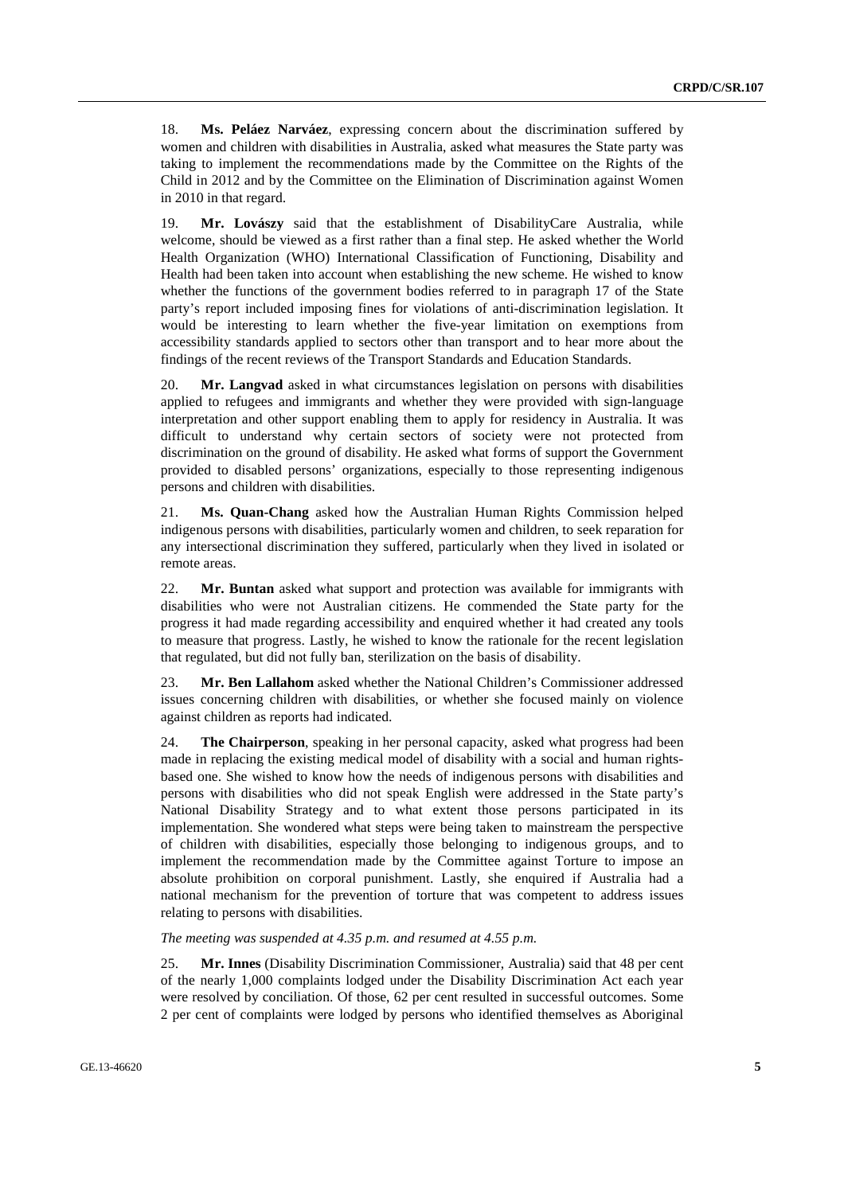18. **Ms. Peláez Narváez**, expressing concern about the discrimination suffered by women and children with disabilities in Australia, asked what measures the State party was taking to implement the recommendations made by the Committee on the Rights of the Child in 2012 and by the Committee on the Elimination of Discrimination against Women in 2010 in that regard.

19. **Mr. Lovászy** said that the establishment of DisabilityCare Australia, while welcome, should be viewed as a first rather than a final step. He asked whether the World Health Organization (WHO) International Classification of Functioning, Disability and Health had been taken into account when establishing the new scheme. He wished to know whether the functions of the government bodies referred to in paragraph 17 of the State party's report included imposing fines for violations of anti-discrimination legislation. It would be interesting to learn whether the five-year limitation on exemptions from accessibility standards applied to sectors other than transport and to hear more about the findings of the recent reviews of the Transport Standards and Education Standards.

20. **Mr. Langvad** asked in what circumstances legislation on persons with disabilities applied to refugees and immigrants and whether they were provided with sign-language interpretation and other support enabling them to apply for residency in Australia. It was difficult to understand why certain sectors of society were not protected from discrimination on the ground of disability. He asked what forms of support the Government provided to disabled persons' organizations, especially to those representing indigenous persons and children with disabilities.

21. **Ms. Quan-Chang** asked how the Australian Human Rights Commission helped indigenous persons with disabilities, particularly women and children, to seek reparation for any intersectional discrimination they suffered, particularly when they lived in isolated or remote areas.

22. **Mr. Buntan** asked what support and protection was available for immigrants with disabilities who were not Australian citizens. He commended the State party for the progress it had made regarding accessibility and enquired whether it had created any tools to measure that progress. Lastly, he wished to know the rationale for the recent legislation that regulated, but did not fully ban, sterilization on the basis of disability.

23. **Mr. Ben Lallahom** asked whether the National Children's Commissioner addressed issues concerning children with disabilities, or whether she focused mainly on violence against children as reports had indicated.

24. **The Chairperson**, speaking in her personal capacity, asked what progress had been made in replacing the existing medical model of disability with a social and human rights-based one. She wished to know how the needs of indigenous persons with disabilities and persons with disabilities who did not speak English were addressed in the State party's National Disability Strategy and to what extent those persons participated in its implementation. She wondered what steps were being taken to mainstream the perspective of children with disabilities, especially those belonging to indigenous groups, and to implement the recommendation made by the Committee against Torture to impose an absolute prohibition on corporal punishment. Lastly, she enquired if Australia had a national mechanism for the prevention of torture that was competent to address issues relating to persons with disabilities.

*The meeting was suspended at 4.35 p.m. and resumed at 4.55 p.m.*

25. **Mr. Innes** (Disability Discrimination Commissioner, Australia) said that 48 per cent of the nearly 1,000 complaints lodged under the Disability Discrimination Act each year were resolved by conciliation. Of those, 62 per cent resulted in successful outcomes. Some 2 per cent of complaints were lodged by persons who identified themselves as Aboriginal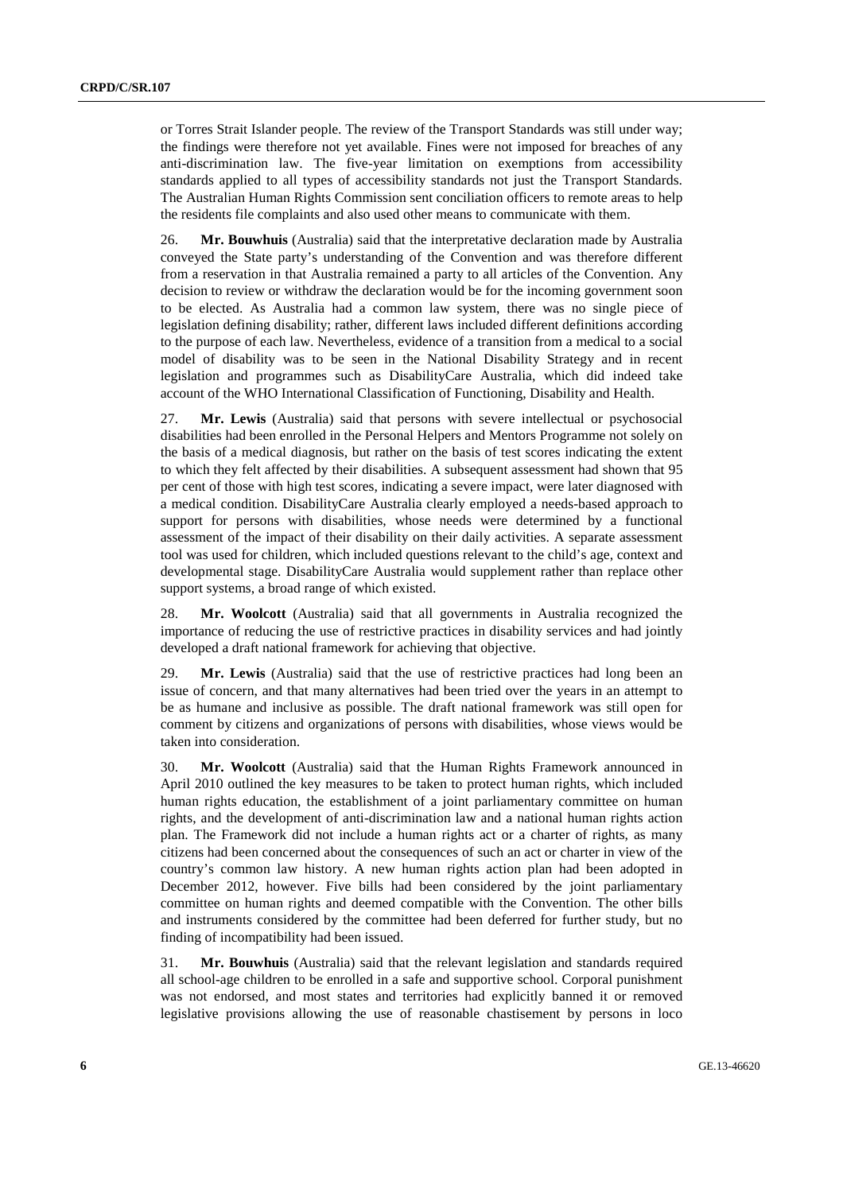or Torres Strait Islander people. The review of the Transport Standards was still under way; the findings were therefore not yet available. Fines were not imposed for breaches of any anti-discrimination law. The five-year limitation on exemptions from accessibility standards applied to all types of accessibility standards not just the Transport Standards. The Australian Human Rights Commission sent conciliation officers to remote areas to help the residents file complaints and also used other means to communicate with them.

26. **Mr. Bouwhuis** (Australia) said that the interpretative declaration made by Australia conveyed the State party's understanding of the Convention and was therefore different from a reservation in that Australia remained a party to all articles of the Convention. Any decision to review or withdraw the declaration would be for the incoming government soon to be elected. As Australia had a common law system, there was no single piece of legislation defining disability; rather, different laws included different definitions according to the purpose of each law. Nevertheless, evidence of a transition from a medical to a social model of disability was to be seen in the National Disability Strategy and in recent legislation and programmes such as DisabilityCare Australia, which did indeed take account of the WHO International Classification of Functioning, Disability and Health.

27. **Mr. Lewis** (Australia) said that persons with severe intellectual or psychosocial disabilities had been enrolled in the Personal Helpers and Mentors Programme not solely on the basis of a medical diagnosis, but rather on the basis of test scores indicating the extent to which they felt affected by their disabilities. A subsequent assessment had shown that 95 per cent of those with high test scores, indicating a severe impact, were later diagnosed with a medical condition. DisabilityCare Australia clearly employed a needs-based approach to support for persons with disabilities, whose needs were determined by a functional assessment of the impact of their disability on their daily activities. A separate assessment tool was used for children, which included questions relevant to the child's age, context and developmental stage. DisabilityCare Australia would supplement rather than replace other support systems, a broad range of which existed.

28. **Mr. Woolcott** (Australia) said that all governments in Australia recognized the importance of reducing the use of restrictive practices in disability services and had jointly developed a draft national framework for achieving that objective.

29. **Mr. Lewis** (Australia) said that the use of restrictive practices had long been an issue of concern, and that many alternatives had been tried over the years in an attempt to be as humane and inclusive as possible. The draft national framework was still open for comment by citizens and organizations of persons with disabilities, whose views would be taken into consideration.

30. **Mr. Woolcott** (Australia) said that the Human Rights Framework announced in April 2010 outlined the key measures to be taken to protect human rights, which included human rights education, the establishment of a joint parliamentary committee on human rights, and the development of anti-discrimination law and a national human rights action plan. The Framework did not include a human rights act or a charter of rights, as many citizens had been concerned about the consequences of such an act or charter in view of the country's common law history. A new human rights action plan had been adopted in December 2012, however. Five bills had been considered by the joint parliamentary committee on human rights and deemed compatible with the Convention. The other bills and instruments considered by the committee had been deferred for further study, but no finding of incompatibility had been issued.

31. **Mr. Bouwhuis** (Australia) said that the relevant legislation and standards required all school-age children to be enrolled in a safe and supportive school. Corporal punishment was not endorsed, and most states and territories had explicitly banned it or removed legislative provisions allowing the use of reasonable chastisement by persons in loco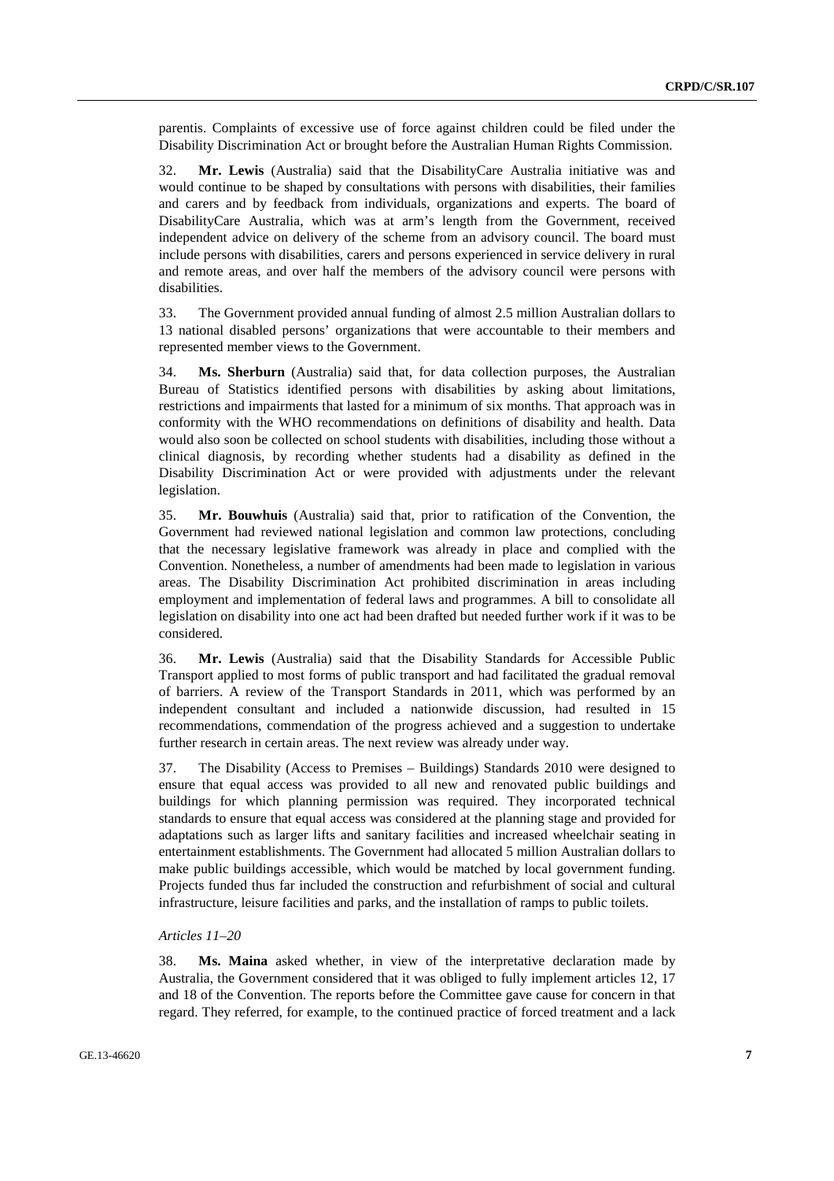parentis. Complaints of excessive use of force against children could be filed under the Disability Discrimination Act or brought before the Australian Human Rights Commission.

32. **Mr. Lewis** (Australia) said that the DisabilityCare Australia initiative was and would continue to be shaped by consultations with persons with disabilities, their families and carers and by feedback from individuals, organizations and experts. The board of DisabilityCare Australia, which was at arm's length from the Government, received independent advice on delivery of the scheme from an advisory council. The board must include persons with disabilities, carers and persons experienced in service delivery in rural and remote areas, and over half the members of the advisory council were persons with disabilities.

33. The Government provided annual funding of almost 2.5 million Australian dollars to 13 national disabled persons' organizations that were accountable to their members and represented member views to the Government.

34. **Ms. Sherburn** (Australia) said that, for data collection purposes, the Australian Bureau of Statistics identified persons with disabilities by asking about limitations, restrictions and impairments that lasted for a minimum of six months. That approach was in conformity with the WHO recommendations on definitions of disability and health. Data would also soon be collected on school students with disabilities, including those without a clinical diagnosis, by recording whether students had a disability as defined in the Disability Discrimination Act or were provided with adjustments under the relevant legislation.

35. **Mr. Bouwhuis** (Australia) said that, prior to ratification of the Convention, the Government had reviewed national legislation and common law protections, concluding that the necessary legislative framework was already in place and complied with the Convention. Nonetheless, a number of amendments had been made to legislation in various areas. The Disability Discrimination Act prohibited discrimination in areas including employment and implementation of federal laws and programmes. A bill to consolidate all legislation on disability into one act had been drafted but needed further work if it was to be considered.

36. **Mr. Lewis** (Australia) said that the Disability Standards for Accessible Public Transport applied to most forms of public transport and had facilitated the gradual removal of barriers. A review of the Transport Standards in 2011, which was performed by an independent consultant and included a nationwide discussion, had resulted in 15 recommendations, commendation of the progress achieved and a suggestion to undertake further research in certain areas. The next review was already under way.

37. The Disability (Access to Premises – Buildings) Standards 2010 were designed to ensure that equal access was provided to all new and renovated public buildings and buildings for which planning permission was required. They incorporated technical standards to ensure that equal access was considered at the planning stage and provided for adaptations such as larger lifts and sanitary facilities and increased wheelchair seating in entertainment establishments. The Government had allocated 5 million Australian dollars to make public buildings accessible, which would be matched by local government funding. Projects funded thus far included the construction and refurbishment of social and cultural infrastructure, leisure facilities and parks, and the installation of ramps to public toilets.

*Articles 11–20*

38. **Ms. Maina** asked whether, in view of the interpretative declaration made by Australia, the Government considered that it was obliged to fully implement articles 12, 17 and 18 of the Convention. The reports before the Committee gave cause for concern in that regard. They referred, for example, to the continued practice of forced treatment and a lack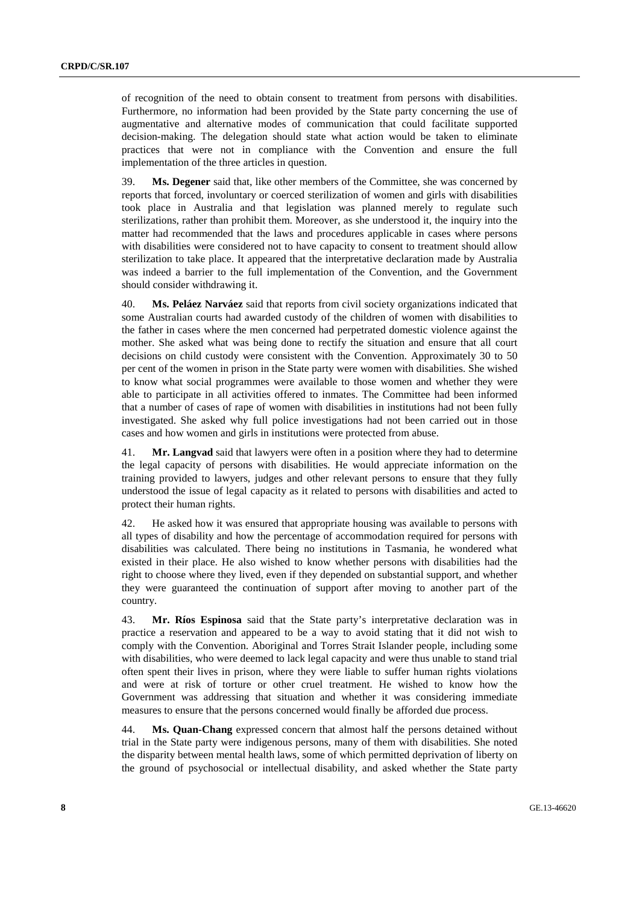of recognition of the need to obtain consent to treatment from persons with disabilities. Furthermore, no information had been provided by the State party concerning the use of augmentative and alternative modes of communication that could facilitate supported decision-making. The delegation should state what action would be taken to eliminate practices that were not in compliance with the Convention and ensure the full implementation of the three articles in question.

39. **Ms. Degener** said that, like other members of the Committee, she was concerned by reports that forced, involuntary or coerced sterilization of women and girls with disabilities took place in Australia and that legislation was planned merely to regulate such sterilizations, rather than prohibit them. Moreover, as she understood it, the inquiry into the matter had recommended that the laws and procedures applicable in cases where persons with disabilities were considered not to have capacity to consent to treatment should allow sterilization to take place. It appeared that the interpretative declaration made by Australia was indeed a barrier to the full implementation of the Convention, and the Government should consider withdrawing it.

40. **Ms. Peláez Narváez** said that reports from civil society organizations indicated that some Australian courts had awarded custody of the children of women with disabilities to the father in cases where the men concerned had perpetrated domestic violence against the mother. She asked what was being done to rectify the situation and ensure that all court decisions on child custody were consistent with the Convention. Approximately 30 to 50 per cent of the women in prison in the State party were women with disabilities. She wished to know what social programmes were available to those women and whether they were able to participate in all activities offered to inmates. The Committee had been informed that a number of cases of rape of women with disabilities in institutions had not been fully investigated. She asked why full police investigations had not been carried out in those cases and how women and girls in institutions were protected from abuse.

41. **Mr. Langvad** said that lawyers were often in a position where they had to determine the legal capacity of persons with disabilities. He would appreciate information on the training provided to lawyers, judges and other relevant persons to ensure that they fully understood the issue of legal capacity as it related to persons with disabilities and acted to protect their human rights.

42. He asked how it was ensured that appropriate housing was available to persons with all types of disability and how the percentage of accommodation required for persons with disabilities was calculated. There being no institutions in Tasmania, he wondered what existed in their place. He also wished to know whether persons with disabilities had the right to choose where they lived, even if they depended on substantial support, and whether they were guaranteed the continuation of support after moving to another part of the country.

43. **Mr. Ríos Espinosa** said that the State party's interpretative declaration was in practice a reservation and appeared to be a way to avoid stating that it did not wish to comply with the Convention. Aboriginal and Torres Strait Islander people, including some with disabilities, who were deemed to lack legal capacity and were thus unable to stand trial often spent their lives in prison, where they were liable to suffer human rights violations and were at risk of torture or other cruel treatment. He wished to know how the Government was addressing that situation and whether it was considering immediate measures to ensure that the persons concerned would finally be afforded due process.

44. **Ms. Quan-Chang** expressed concern that almost half the persons detained without trial in the State party were indigenous persons, many of them with disabilities. She noted the disparity between mental health laws, some of which permitted deprivation of liberty on the ground of psychosocial or intellectual disability, and asked whether the State party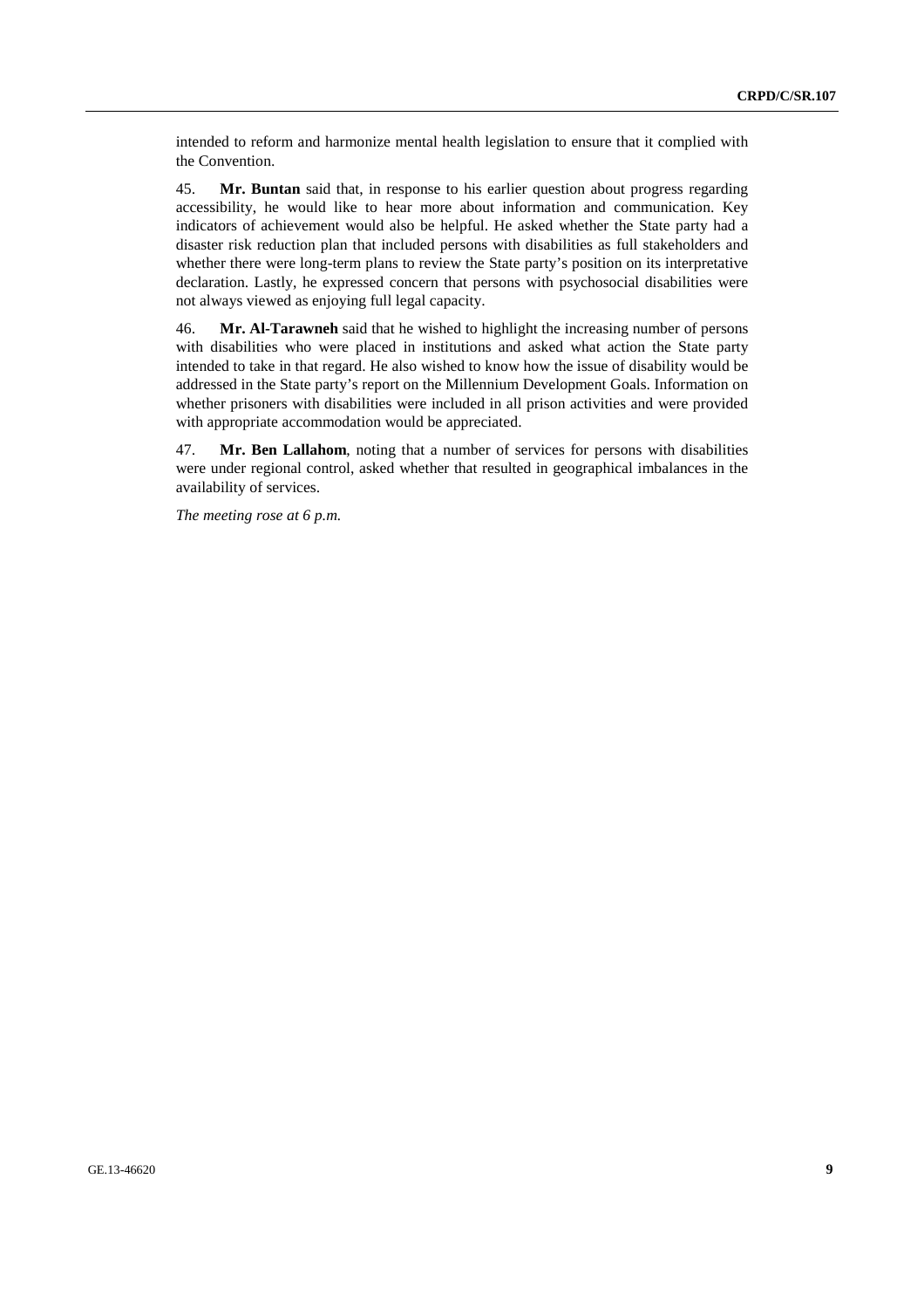intended to reform and harmonize mental health legislation to ensure that it complied with the Convention.

45. **Mr. Buntan** said that, in response to his earlier question about progress regarding accessibility, he would like to hear more about information and communication. Key indicators of achievement would also be helpful. He asked whether the State party had a disaster risk reduction plan that included persons with disabilities as full stakeholders and whether there were long-term plans to review the State party's position on its interpretative declaration. Lastly, he expressed concern that persons with psychosocial disabilities were not always viewed as enjoying full legal capacity.

46. **Mr. Al-Tarawneh** said that he wished to highlight the increasing number of persons with disabilities who were placed in institutions and asked what action the State party intended to take in that regard. He also wished to know how the issue of disability would be addressed in the State party's report on the Millennium Development Goals. Information on whether prisoners with disabilities were included in all prison activities and were provided with appropriate accommodation would be appreciated.

47. **Mr. Ben Lallahom**, noting that a number of services for persons with disabilities were under regional control, asked whether that resulted in geographical imbalances in the availability of services.

*The meeting rose at 6 p.m.*